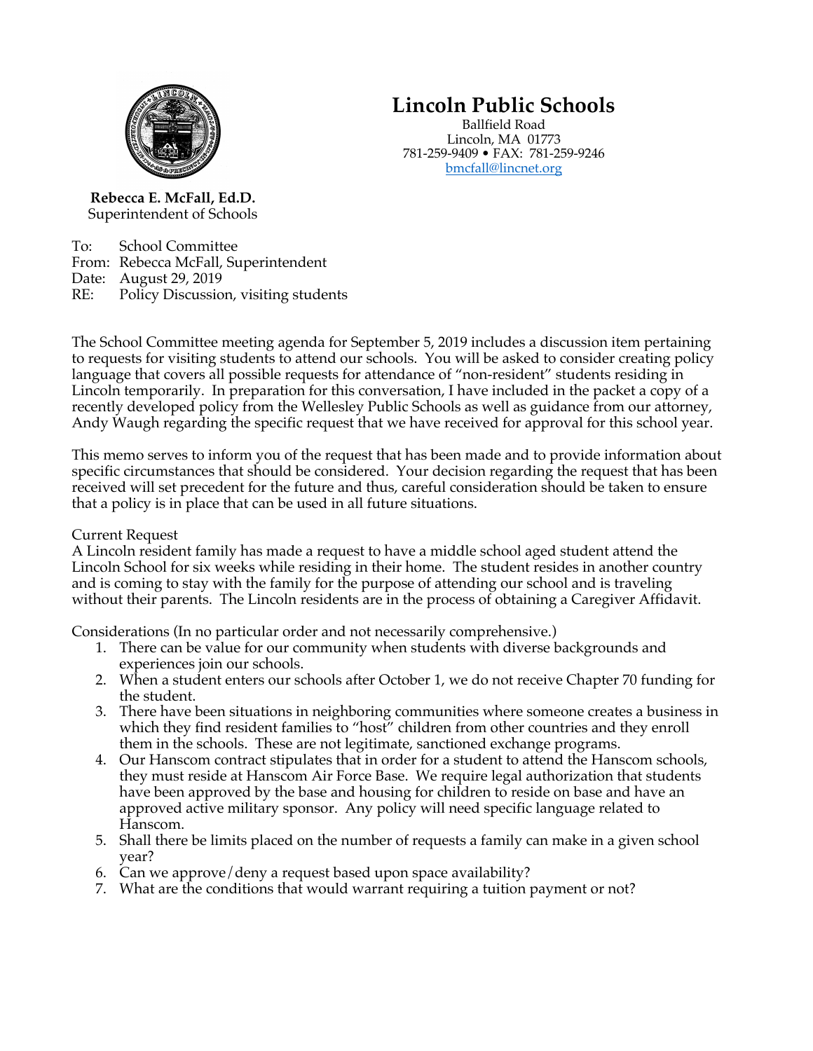# Lincoln Public Schools

Ballfield Road
Lincoln, MA 01773
781-259-9409 • FAX: 781-259-9246
bmcfall@lincnet.org

**Rebecca E. McFall, Ed.D.**
Superintendent of Schools

To: School Committee
From: Rebecca McFall, Superintendent
Date: August 29, 2019
RE: Policy Discussion, visiting students

The School Committee meeting agenda for September 5, 2019 includes a discussion item pertaining to requests for visiting students to attend our schools. You will be asked to consider creating policy language that covers all possible requests for attendance of "non-resident" students residing in Lincoln temporarily. In preparation for this conversation, I have included in the packet a copy of a recently developed policy from the Wellesley Public Schools as well as guidance from our attorney, Andy Waugh regarding the specific request that we have received for approval for this school year.

This memo serves to inform you of the request that has been made and to provide information about specific circumstances that should be considered. Your decision regarding the request that has been received will set precedent for the future and thus, careful consideration should be taken to ensure that a policy is in place that can be used in all future situations.

Current Request
A Lincoln resident family has made a request to have a middle school aged student attend the Lincoln School for six weeks while residing in their home. The student resides in another country and is coming to stay with the family for the purpose of attending our school and is traveling without their parents. The Lincoln residents are in the process of obtaining a Caregiver Affidavit.

Considerations (In no particular order and not necessarily comprehensive.)

1. There can be value for our community when students with diverse backgrounds and experiences join our schools.
2. When a student enters our schools after October 1, we do not receive Chapter 70 funding for the student.
3. There have been situations in neighboring communities where someone creates a business in which they find resident families to "host" children from other countries and they enroll them in the schools. These are not legitimate, sanctioned exchange programs.
4. Our Hanscom contract stipulates that in order for a student to attend the Hanscom schools, they must reside at Hanscom Air Force Base. We require legal authorization that students have been approved by the base and housing for children to reside on base and have an approved active military sponsor. Any policy will need specific language related to Hanscom.
5. Shall there be limits placed on the number of requests a family can make in a given school year?
6. Can we approve/deny a request based upon space availability?
7. What are the conditions that would warrant requiring a tuition payment or not?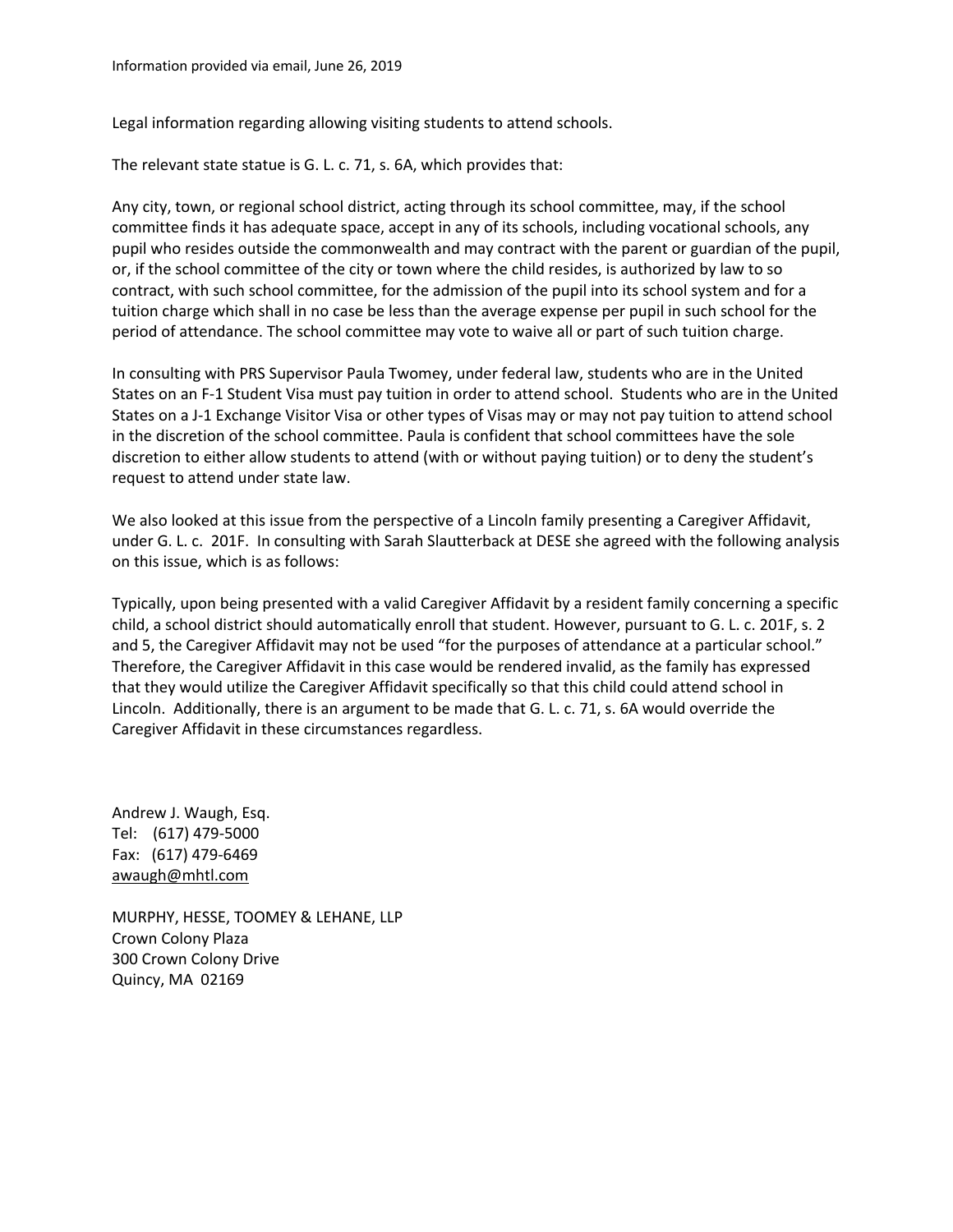Information provided via email, June 26, 2019

Legal information regarding allowing visiting students to attend schools.

The relevant state statue is G. L. c. 71, s. 6A, which provides that:

Any city, town, or regional school district, acting through its school committee, may, if the school committee finds it has adequate space, accept in any of its schools, including vocational schools, any pupil who resides outside the commonwealth and may contract with the parent or guardian of the pupil, or, if the school committee of the city or town where the child resides, is authorized by law to so contract, with such school committee, for the admission of the pupil into its school system and for a tuition charge which shall in no case be less than the average expense per pupil in such school for the period of attendance. The school committee may vote to waive all or part of such tuition charge.

In consulting with PRS Supervisor Paula Twomey, under federal law, students who are in the United States on an F-1 Student Visa must pay tuition in order to attend school. Students who are in the United States on a J-1 Exchange Visitor Visa or other types of Visas may or may not pay tuition to attend school in the discretion of the school committee. Paula is confident that school committees have the sole discretion to either allow students to attend (with or without paying tuition) or to deny the student's request to attend under state law.

We also looked at this issue from the perspective of a Lincoln family presenting a Caregiver Affidavit, under G. L. c. 201F. In consulting with Sarah Slautterback at DESE she agreed with the following analysis on this issue, which is as follows:

Typically, upon being presented with a valid Caregiver Affidavit by a resident family concerning a specific child, a school district should automatically enroll that student. However, pursuant to G. L. c. 201F, s. 2 and 5, the Caregiver Affidavit may not be used "for the purposes of attendance at a particular school." Therefore, the Caregiver Affidavit in this case would be rendered invalid, as the family has expressed that they would utilize the Caregiver Affidavit specifically so that this child could attend school in Lincoln. Additionally, there is an argument to be made that G. L. c. 71, s. 6A would override the Caregiver Affidavit in these circumstances regardless.

Andrew J. Waugh, Esq.
Tel: (617) 479-5000
Fax: (617) 479-6469
awaugh@mhtl.com

MURPHY, HESSE, TOOMEY & LEHANE, LLP
Crown Colony Plaza
300 Crown Colony Drive
Quincy, MA 02169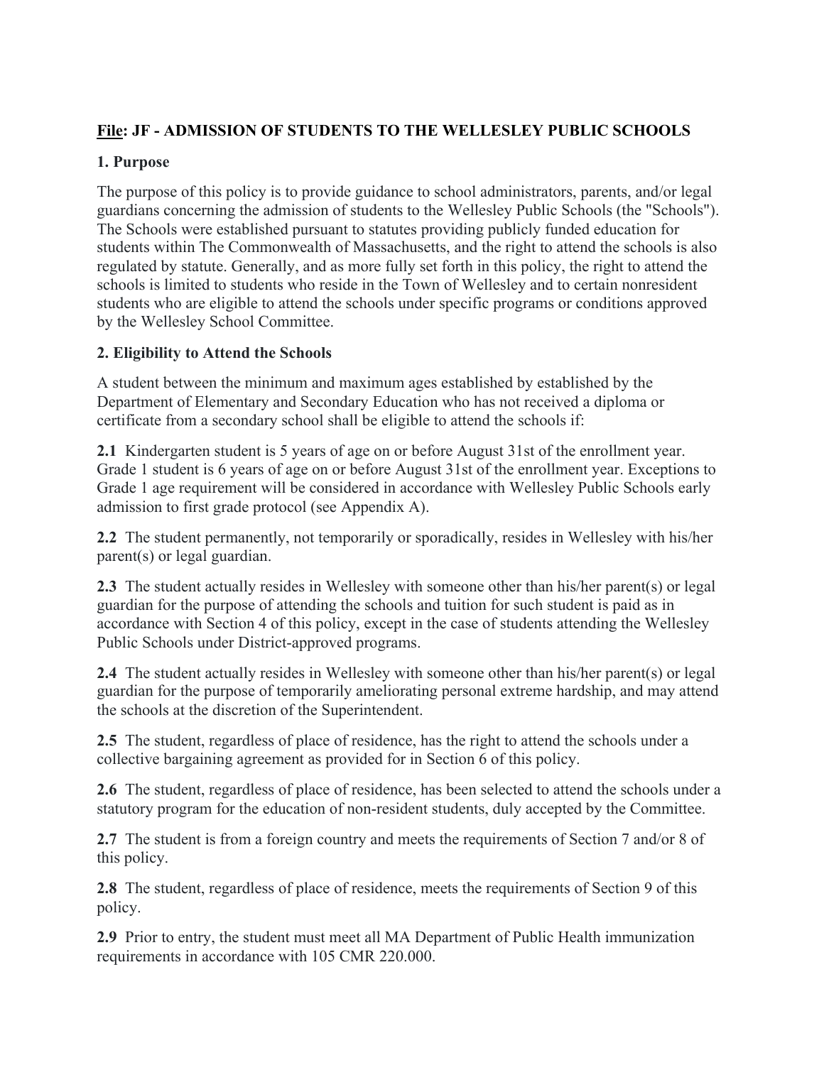## **File: JF - ADMISSION OF STUDENTS TO THE WELLESLEY PUBLIC SCHOOLS**

### 1. Purpose

The purpose of this policy is to provide guidance to school administrators, parents, and/or legal guardians concerning the admission of students to the Wellesley Public Schools (the "Schools"). The Schools were established pursuant to statutes providing publicly funded education for students within The Commonwealth of Massachusetts, and the right to attend the schools is also regulated by statute. Generally, and as more fully set forth in this policy, the right to attend the schools is limited to students who reside in the Town of Wellesley and to certain nonresident students who are eligible to attend the schools under specific programs or conditions approved by the Wellesley School Committee.

### 2. Eligibility to Attend the Schools

A student between the minimum and maximum ages established by established by the Department of Elementary and Secondary Education who has not received a diploma or certificate from a secondary school shall be eligible to attend the schools if:

**2.1** Kindergarten student is 5 years of age on or before August 31st of the enrollment year. Grade 1 student is 6 years of age on or before August 31st of the enrollment year. Exceptions to Grade 1 age requirement will be considered in accordance with Wellesley Public Schools early admission to first grade protocol (see Appendix A).

**2.2** The student permanently, not temporarily or sporadically, resides in Wellesley with his/her parent(s) or legal guardian.

**2.3** The student actually resides in Wellesley with someone other than his/her parent(s) or legal guardian for the purpose of attending the schools and tuition for such student is paid as in accordance with Section 4 of this policy, except in the case of students attending the Wellesley Public Schools under District-approved programs.

**2.4** The student actually resides in Wellesley with someone other than his/her parent(s) or legal guardian for the purpose of temporarily ameliorating personal extreme hardship, and may attend the schools at the discretion of the Superintendent.

**2.5** The student, regardless of place of residence, has the right to attend the schools under a collective bargaining agreement as provided for in Section 6 of this policy.

**2.6** The student, regardless of place of residence, has been selected to attend the schools under a statutory program for the education of non-resident students, duly accepted by the Committee.

**2.7** The student is from a foreign country and meets the requirements of Section 7 and/or 8 of this policy.

**2.8** The student, regardless of place of residence, meets the requirements of Section 9 of this policy.

**2.9** Prior to entry, the student must meet all MA Department of Public Health immunization requirements in accordance with 105 CMR 220.000.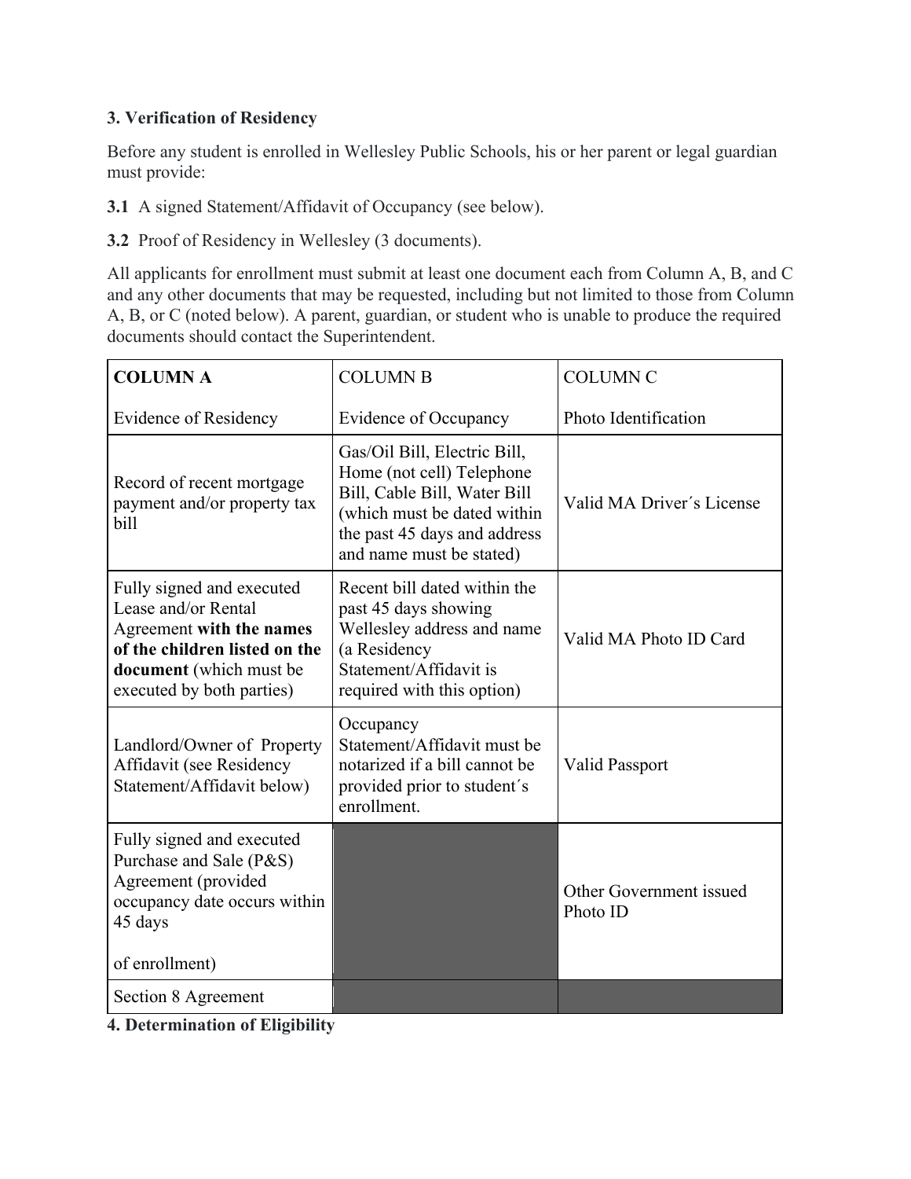### 3. Verification of Residency

Before any student is enrolled in Wellesley Public Schools, his or her parent or legal guardian must provide:

**3.1** A signed Statement/Affidavit of Occupancy (see below).

**3.2** Proof of Residency in Wellesley (3 documents).

All applicants for enrollment must submit at least one document each from Column A, B, and C and any other documents that may be requested, including but not limited to those from Column A, B, or C (noted below). A parent, guardian, or student who is unable to produce the required documents should contact the Superintendent.

| **COLUMN A**<br><br>Evidence of Residency | COLUMN B<br><br>Evidence of Occupancy | COLUMN C<br><br>Photo Identification |
|---|---|---|
| Record of recent mortgage payment and/or property tax bill | Gas/Oil Bill, Electric Bill, Home (not cell) Telephone Bill, Cable Bill, Water Bill (which must be dated within the past 45 days and address and name must be stated) | Valid MA Driver´s License |
| Fully signed and executed Lease and/or Rental Agreement **with the names of the children listed on the document** (which must be executed by both parties) | Recent bill dated within the past 45 days showing Wellesley address and name (a Residency Statement/Affidavit is required with this option) | Valid MA Photo ID Card |
| Landlord/Owner of Property Affidavit (see Residency Statement/Affidavit below) | Occupancy Statement/Affidavit must be notarized if a bill cannot be provided prior to student´s enrollment. | Valid Passport |
| Fully signed and executed Purchase and Sale (P&S) Agreement (provided occupancy date occurs within 45 days<br><br>of enrollment) | | Other Government issued Photo ID |
| Section 8 Agreement | | |

### 4. Determination of Eligibility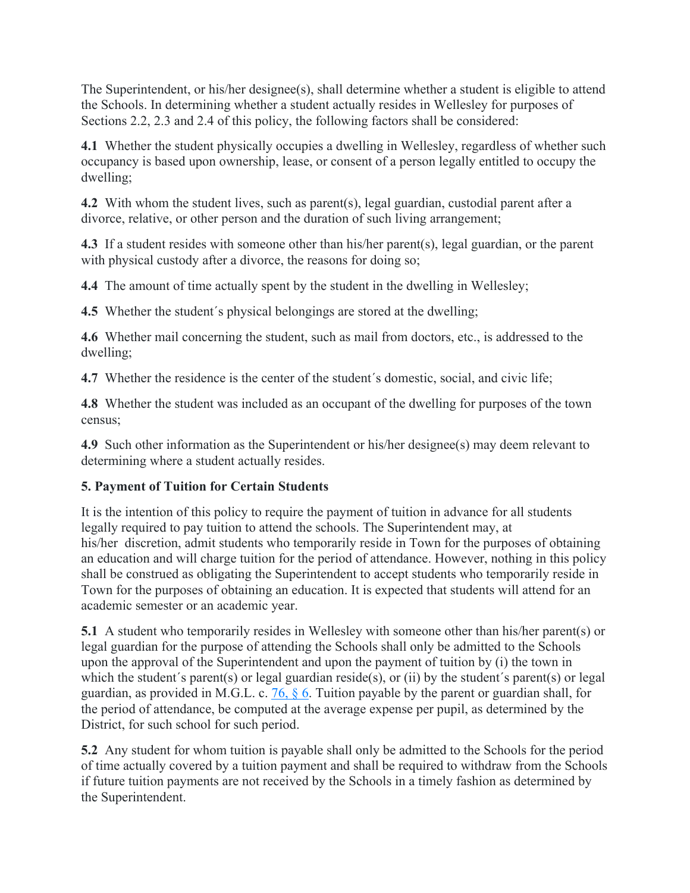The Superintendent, or his/her designee(s), shall determine whether a student is eligible to attend the Schools. In determining whether a student actually resides in Wellesley for purposes of Sections 2.2, 2.3 and 2.4 of this policy, the following factors shall be considered:

**4.1** Whether the student physically occupies a dwelling in Wellesley, regardless of whether such occupancy is based upon ownership, lease, or consent of a person legally entitled to occupy the dwelling;

**4.2** With whom the student lives, such as parent(s), legal guardian, custodial parent after a divorce, relative, or other person and the duration of such living arrangement;

**4.3** If a student resides with someone other than his/her parent(s), legal guardian, or the parent with physical custody after a divorce, the reasons for doing so;

**4.4** The amount of time actually spent by the student in the dwelling in Wellesley;

**4.5** Whether the student´s physical belongings are stored at the dwelling;

**4.6** Whether mail concerning the student, such as mail from doctors, etc., is addressed to the dwelling;

**4.7** Whether the residence is the center of the student´s domestic, social, and civic life;

**4.8** Whether the student was included as an occupant of the dwelling for purposes of the town census;

**4.9** Such other information as the Superintendent or his/her designee(s) may deem relevant to determining where a student actually resides.

**5. Payment of Tuition for Certain Students**

It is the intention of this policy to require the payment of tuition in advance for all students legally required to pay tuition to attend the schools. The Superintendent may, at his/her discretion, admit students who temporarily reside in Town for the purposes of obtaining an education and will charge tuition for the period of attendance. However, nothing in this policy shall be construed as obligating the Superintendent to accept students who temporarily reside in Town for the purposes of obtaining an education. It is expected that students will attend for an academic semester or an academic year.

**5.1** A student who temporarily resides in Wellesley with someone other than his/her parent(s) or legal guardian for the purpose of attending the Schools shall only be admitted to the Schools upon the approval of the Superintendent and upon the payment of tuition by (i) the town in which the student´s parent(s) or legal guardian reside(s), or (ii) by the student´s parent(s) or legal guardian, as provided in M.G.L. c. 76, § 6. Tuition payable by the parent or guardian shall, for the period of attendance, be computed at the average expense per pupil, as determined by the District, for such school for such period.

**5.2** Any student for whom tuition is payable shall only be admitted to the Schools for the period of time actually covered by a tuition payment and shall be required to withdraw from the Schools if future tuition payments are not received by the Schools in a timely fashion as determined by the Superintendent.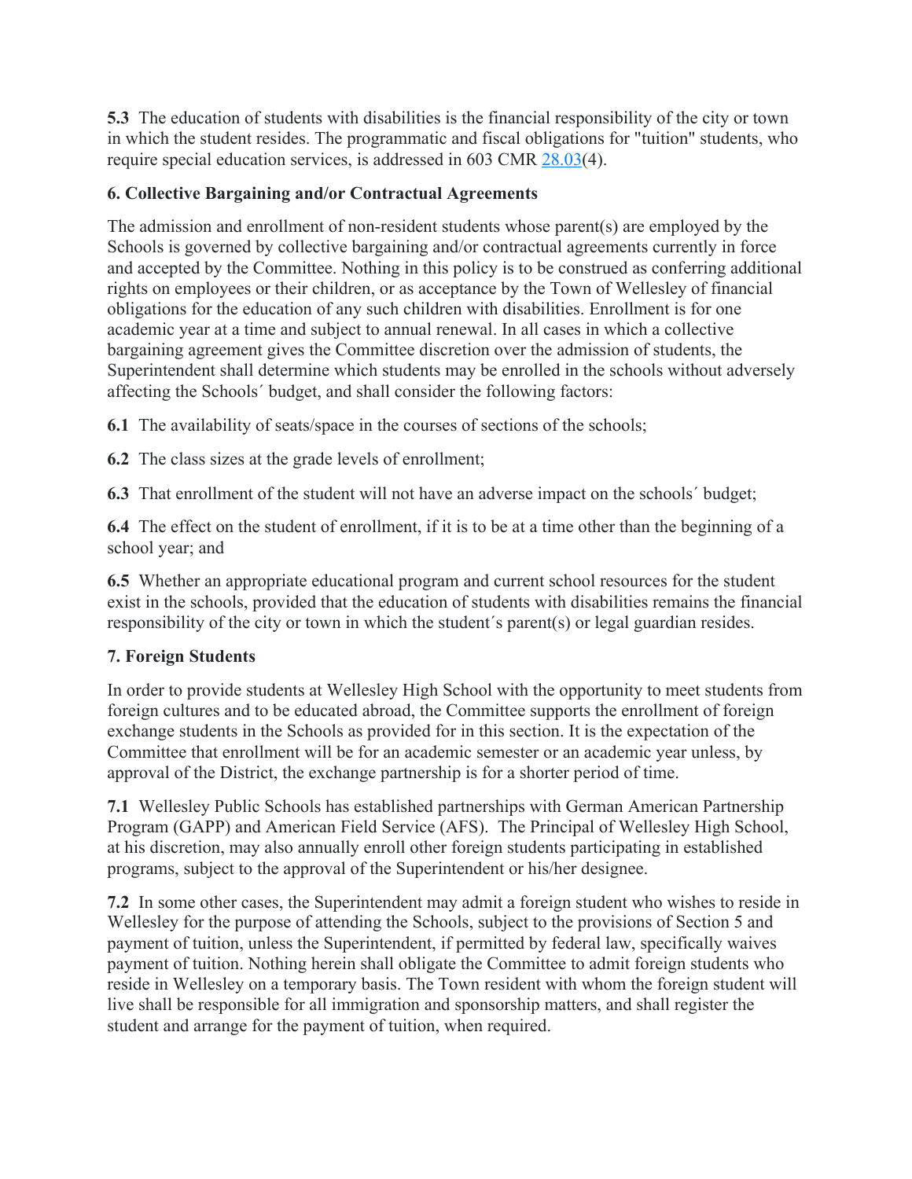**5.3** The education of students with disabilities is the financial responsibility of the city or town in which the student resides. The programmatic and fiscal obligations for "tuition" students, who require special education services, is addressed in 603 CMR 28.03(4).

### 6. Collective Bargaining and/or Contractual Agreements

The admission and enrollment of non-resident students whose parent(s) are employed by the Schools is governed by collective bargaining and/or contractual agreements currently in force and accepted by the Committee. Nothing in this policy is to be construed as conferring additional rights on employees or their children, or as acceptance by the Town of Wellesley of financial obligations for the education of any such children with disabilities. Enrollment is for one academic year at a time and subject to annual renewal. In all cases in which a collective bargaining agreement gives the Committee discretion over the admission of students, the Superintendent shall determine which students may be enrolled in the schools without adversely affecting the Schools´ budget, and shall consider the following factors:

**6.1** The availability of seats/space in the courses of sections of the schools;

**6.2** The class sizes at the grade levels of enrollment;

**6.3** That enrollment of the student will not have an adverse impact on the schools´ budget;

**6.4** The effect on the student of enrollment, if it is to be at a time other than the beginning of a school year; and

**6.5** Whether an appropriate educational program and current school resources for the student exist in the schools, provided that the education of students with disabilities remains the financial responsibility of the city or town in which the student´s parent(s) or legal guardian resides.

### 7. Foreign Students

In order to provide students at Wellesley High School with the opportunity to meet students from foreign cultures and to be educated abroad, the Committee supports the enrollment of foreign exchange students in the Schools as provided for in this section. It is the expectation of the Committee that enrollment will be for an academic semester or an academic year unless, by approval of the District, the exchange partnership is for a shorter period of time.

**7.1** Wellesley Public Schools has established partnerships with German American Partnership Program (GAPP) and American Field Service (AFS). The Principal of Wellesley High School, at his discretion, may also annually enroll other foreign students participating in established programs, subject to the approval of the Superintendent or his/her designee.

**7.2** In some other cases, the Superintendent may admit a foreign student who wishes to reside in Wellesley for the purpose of attending the Schools, subject to the provisions of Section 5 and payment of tuition, unless the Superintendent, if permitted by federal law, specifically waives payment of tuition. Nothing herein shall obligate the Committee to admit foreign students who reside in Wellesley on a temporary basis. The Town resident with whom the foreign student will live shall be responsible for all immigration and sponsorship matters, and shall register the student and arrange for the payment of tuition, when required.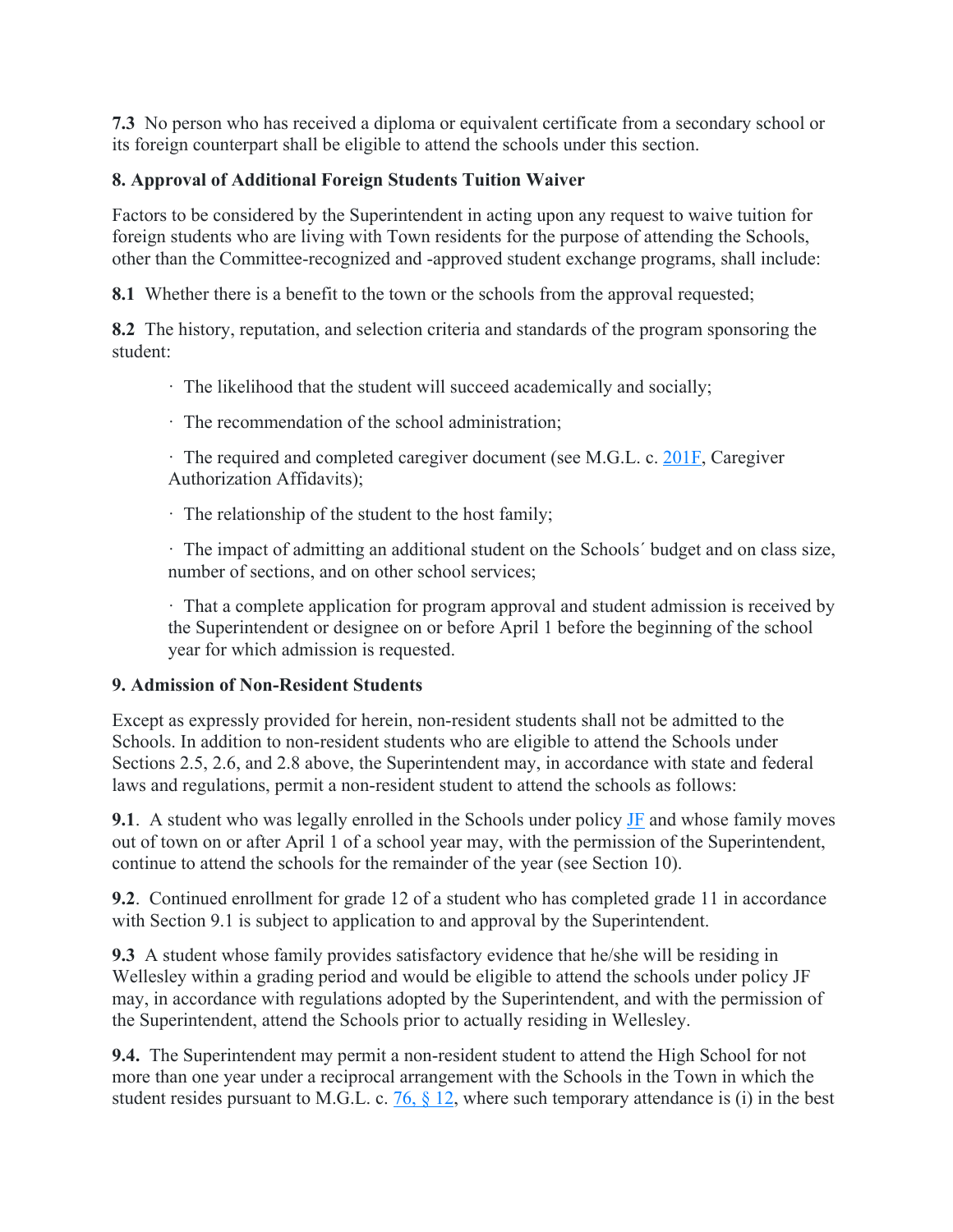**7.3** No person who has received a diploma or equivalent certificate from a secondary school or its foreign counterpart shall be eligible to attend the schools under this section.

**8. Approval of Additional Foreign Students Tuition Waiver**

Factors to be considered by the Superintendent in acting upon any request to waive tuition for foreign students who are living with Town residents for the purpose of attending the Schools, other than the Committee-recognized and -approved student exchange programs, shall include:

**8.1** Whether there is a benefit to the town or the schools from the approval requested;

**8.2** The history, reputation, and selection criteria and standards of the program sponsoring the student:

- The likelihood that the student will succeed academically and socially;
- The recommendation of the school administration;
- The required and completed caregiver document (see M.G.L. c. 201F, Caregiver Authorization Affidavits);
- The relationship of the student to the host family;
- The impact of admitting an additional student on the Schools´ budget and on class size, number of sections, and on other school services;
- That a complete application for program approval and student admission is received by the Superintendent or designee on or before April 1 before the beginning of the school year for which admission is requested.

**9. Admission of Non-Resident Students**

Except as expressly provided for herein, non-resident students shall not be admitted to the Schools. In addition to non-resident students who are eligible to attend the Schools under Sections 2.5, 2.6, and 2.8 above, the Superintendent may, in accordance with state and federal laws and regulations, permit a non-resident student to attend the schools as follows:

**9.1**. A student who was legally enrolled in the Schools under policy JF and whose family moves out of town on or after April 1 of a school year may, with the permission of the Superintendent, continue to attend the schools for the remainder of the year (see Section 10).

**9.2**. Continued enrollment for grade 12 of a student who has completed grade 11 in accordance with Section 9.1 is subject to application to and approval by the Superintendent.

**9.3** A student whose family provides satisfactory evidence that he/she will be residing in Wellesley within a grading period and would be eligible to attend the schools under policy JF may, in accordance with regulations adopted by the Superintendent, and with the permission of the Superintendent, attend the Schools prior to actually residing in Wellesley.

**9.4.** The Superintendent may permit a non-resident student to attend the High School for not more than one year under a reciprocal arrangement with the Schools in the Town in which the student resides pursuant to M.G.L. c. 76, § 12, where such temporary attendance is (i) in the best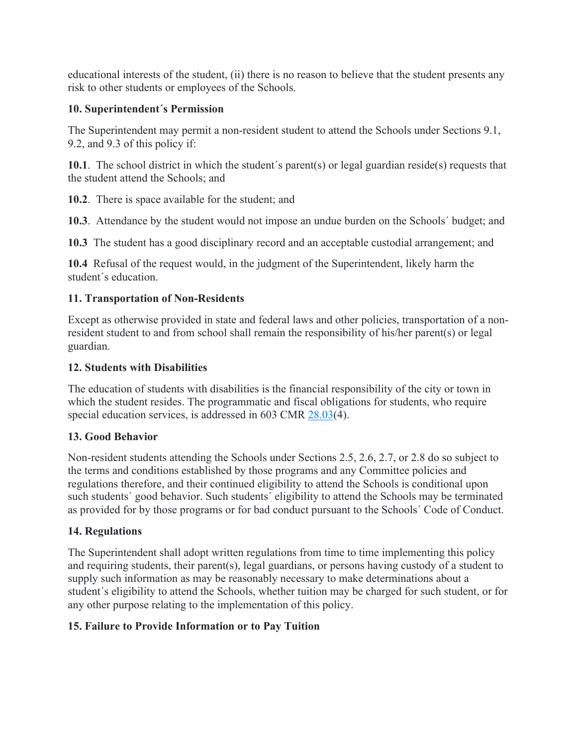educational interests of the student, (ii) there is no reason to believe that the student presents any risk to other students or employees of the Schools.

**10. Superintendent´s Permission**

The Superintendent may permit a non-resident student to attend the Schools under Sections 9.1, 9.2, and 9.3 of this policy if:

**10.1**. The school district in which the student´s parent(s) or legal guardian reside(s) requests that the student attend the Schools; and

**10.2**. There is space available for the student; and

**10.3**. Attendance by the student would not impose an undue burden on the Schools´ budget; and

**10.3** The student has a good disciplinary record and an acceptable custodial arrangement; and

**10.4** Refusal of the request would, in the judgment of the Superintendent, likely harm the student´s education.

**11. Transportation of Non-Residents**

Except as otherwise provided in state and federal laws and other policies, transportation of a non-resident student to and from school shall remain the responsibility of his/her parent(s) or legal guardian.

**12. Students with Disabilities**

The education of students with disabilities is the financial responsibility of the city or town in which the student resides. The programmatic and fiscal obligations for students, who require special education services, is addressed in 603 CMR 28.03(4).

**13. Good Behavior**

Non-resident students attending the Schools under Sections 2.5, 2.6, 2.7, or 2.8 do so subject to the terms and conditions established by those programs and any Committee policies and regulations therefore, and their continued eligibility to attend the Schools is conditional upon such students´ good behavior. Such students´ eligibility to attend the Schools may be terminated as provided for by those programs or for bad conduct pursuant to the Schools´ Code of Conduct.

**14. Regulations**

The Superintendent shall adopt written regulations from time to time implementing this policy and requiring students, their parent(s), legal guardians, or persons having custody of a student to supply such information as may be reasonably necessary to make determinations about a student´s eligibility to attend the Schools, whether tuition may be charged for such student, or for any other purpose relating to the implementation of this policy.

**15. Failure to Provide Information or to Pay Tuition**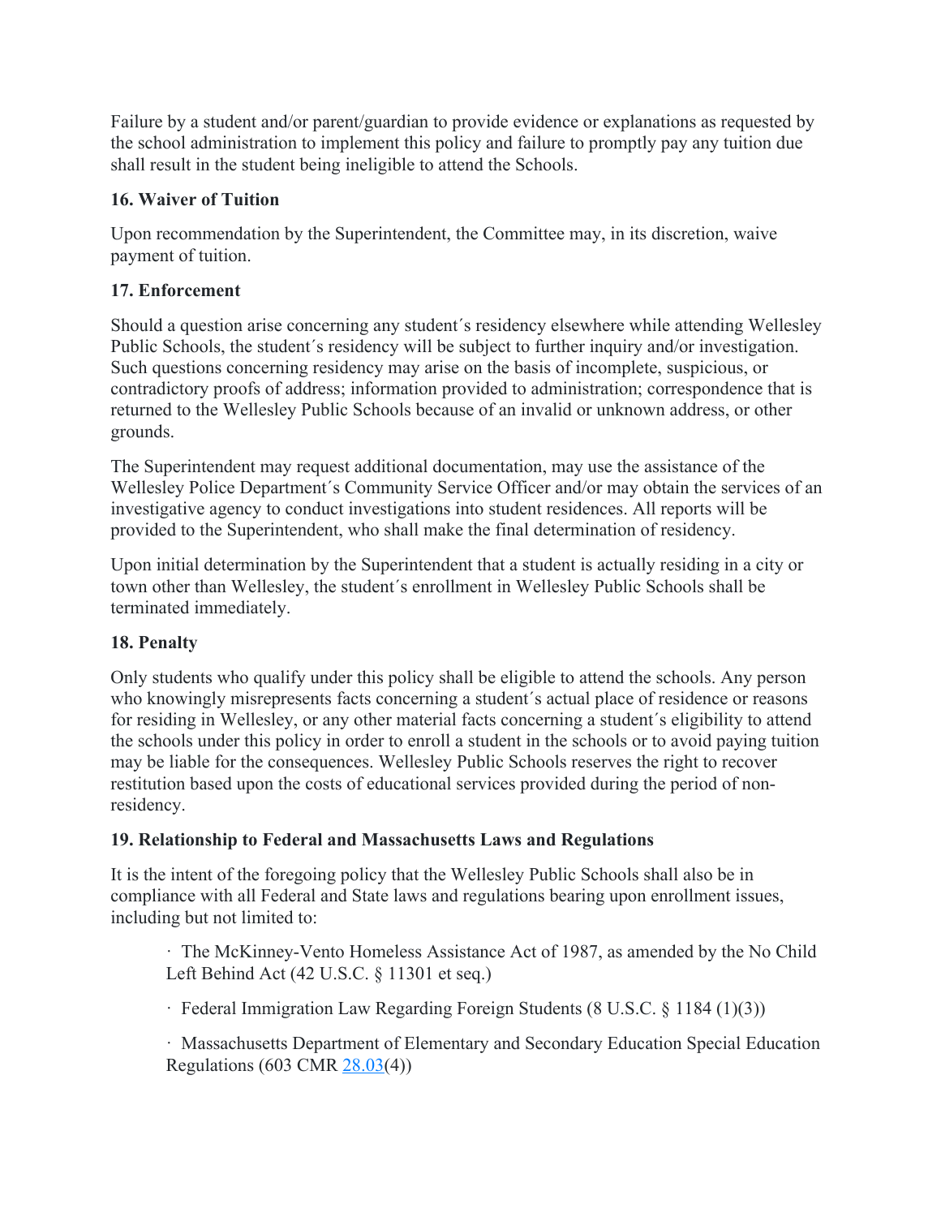Failure by a student and/or parent/guardian to provide evidence or explanations as requested by the school administration to implement this policy and failure to promptly pay any tuition due shall result in the student being ineligible to attend the Schools.

**16. Waiver of Tuition**

Upon recommendation by the Superintendent, the Committee may, in its discretion, waive payment of tuition.

**17. Enforcement**

Should a question arise concerning any student´s residency elsewhere while attending Wellesley Public Schools, the student´s residency will be subject to further inquiry and/or investigation. Such questions concerning residency may arise on the basis of incomplete, suspicious, or contradictory proofs of address; information provided to administration; correspondence that is returned to the Wellesley Public Schools because of an invalid or unknown address, or other grounds.

The Superintendent may request additional documentation, may use the assistance of the Wellesley Police Department´s Community Service Officer and/or may obtain the services of an investigative agency to conduct investigations into student residences. All reports will be provided to the Superintendent, who shall make the final determination of residency.

Upon initial determination by the Superintendent that a student is actually residing in a city or town other than Wellesley, the student´s enrollment in Wellesley Public Schools shall be terminated immediately.

**18. Penalty**

Only students who qualify under this policy shall be eligible to attend the schools. Any person who knowingly misrepresents facts concerning a student´s actual place of residence or reasons for residing in Wellesley, or any other material facts concerning a student´s eligibility to attend the schools under this policy in order to enroll a student in the schools or to avoid paying tuition may be liable for the consequences. Wellesley Public Schools reserves the right to recover restitution based upon the costs of educational services provided during the period of non-residency.

**19. Relationship to Federal and Massachusetts Laws and Regulations**

It is the intent of the foregoing policy that the Wellesley Public Schools shall also be in compliance with all Federal and State laws and regulations bearing upon enrollment issues, including but not limited to:

- The McKinney-Vento Homeless Assistance Act of 1987, as amended by the No Child Left Behind Act (42 U.S.C. § 11301 et seq.)
- Federal Immigration Law Regarding Foreign Students (8 U.S.C. § 1184 (1)(3))
- Massachusetts Department of Elementary and Secondary Education Special Education Regulations (603 CMR 28.03(4))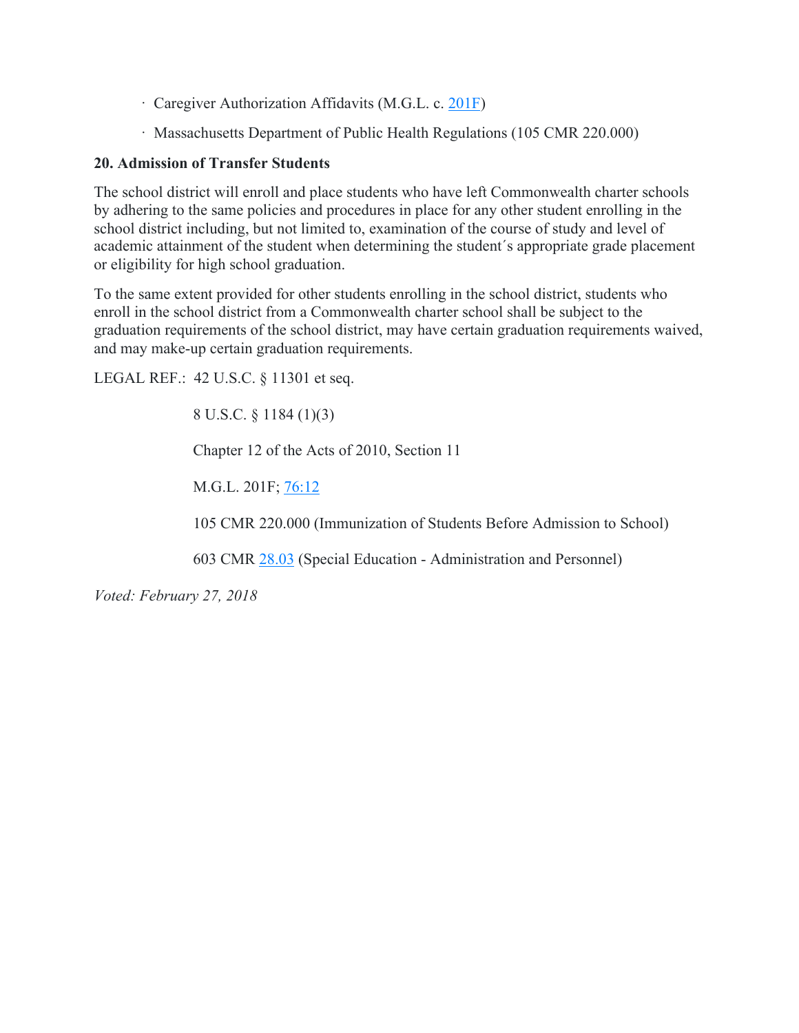- Caregiver Authorization Affidavits (M.G.L. c. 201F)
- Massachusetts Department of Public Health Regulations (105 CMR 220.000)

**20. Admission of Transfer Students**

The school district will enroll and place students who have left Commonwealth charter schools by adhering to the same policies and procedures in place for any other student enrolling in the school district including, but not limited to, examination of the course of study and level of academic attainment of the student when determining the student´s appropriate grade placement or eligibility for high school graduation.

To the same extent provided for other students enrolling in the school district, students who enroll in the school district from a Commonwealth charter school shall be subject to the graduation requirements of the school district, may have certain graduation requirements waived, and may make-up certain graduation requirements.

LEGAL REF.: 42 U.S.C. § 11301 et seq.

8 U.S.C. § 1184 (1)(3)

Chapter 12 of the Acts of 2010, Section 11

M.G.L. 201F; 76:12

105 CMR 220.000 (Immunization of Students Before Admission to School)

603 CMR 28.03 (Special Education - Administration and Personnel)

*Voted: February 27, 2018*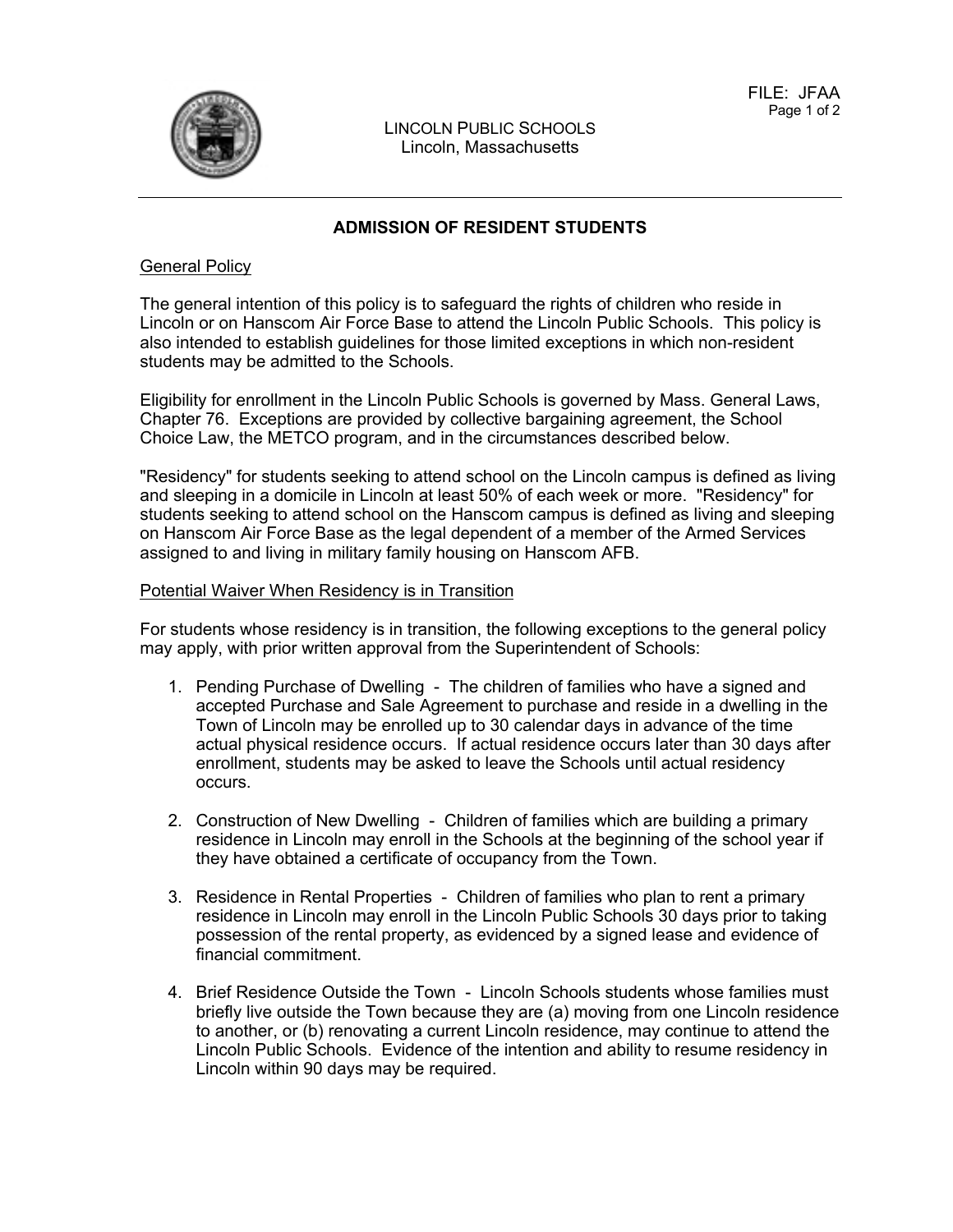LINCOLN PUBLIC SCHOOLS
Lincoln, Massachusetts

FILE: JFAA

## ADMISSION OF RESIDENT STUDENTS

General Policy

The general intention of this policy is to safeguard the rights of children who reside in Lincoln or on Hanscom Air Force Base to attend the Lincoln Public Schools. This policy is also intended to establish guidelines for those limited exceptions in which non-resident students may be admitted to the Schools.

Eligibility for enrollment in the Lincoln Public Schools is governed by Mass. General Laws, Chapter 76. Exceptions are provided by collective bargaining agreement, the School Choice Law, the METCO program, and in the circumstances described below.

"Residency" for students seeking to attend school on the Lincoln campus is defined as living and sleeping in a domicile in Lincoln at least 50% of each week or more. "Residency" for students seeking to attend school on the Hanscom campus is defined as living and sleeping on Hanscom Air Force Base as the legal dependent of a member of the Armed Services assigned to and living in military family housing on Hanscom AFB.

Potential Waiver When Residency is in Transition

For students whose residency is in transition, the following exceptions to the general policy may apply, with prior written approval from the Superintendent of Schools:

1. Pending Purchase of Dwelling - The children of families who have a signed and accepted Purchase and Sale Agreement to purchase and reside in a dwelling in the Town of Lincoln may be enrolled up to 30 calendar days in advance of the time actual physical residence occurs. If actual residence occurs later than 30 days after enrollment, students may be asked to leave the Schools until actual residency occurs.

2. Construction of New Dwelling - Children of families which are building a primary residence in Lincoln may enroll in the Schools at the beginning of the school year if they have obtained a certificate of occupancy from the Town.

3. Residence in Rental Properties - Children of families who plan to rent a primary residence in Lincoln may enroll in the Lincoln Public Schools 30 days prior to taking possession of the rental property, as evidenced by a signed lease and evidence of financial commitment.

4. Brief Residence Outside the Town - Lincoln Schools students whose families must briefly live outside the Town because they are (a) moving from one Lincoln residence to another, or (b) renovating a current Lincoln residence, may continue to attend the Lincoln Public Schools. Evidence of the intention and ability to resume residency in Lincoln within 90 days may be required.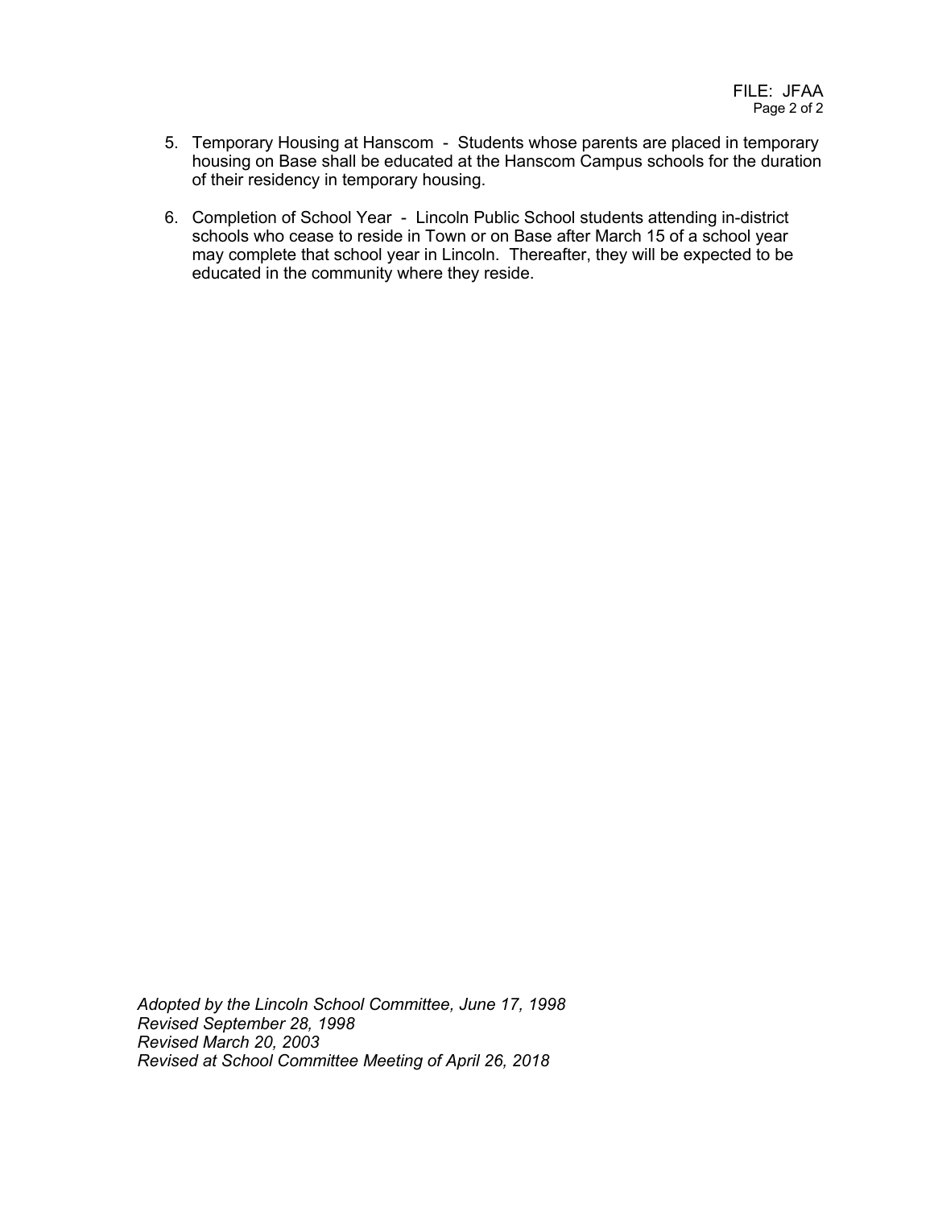5. Temporary Housing at Hanscom - Students whose parents are placed in temporary housing on Base shall be educated at the Hanscom Campus schools for the duration of their residency in temporary housing.

6. Completion of School Year - Lincoln Public School students attending in-district schools who cease to reside in Town or on Base after March 15 of a school year may complete that school year in Lincoln. Thereafter, they will be expected to be educated in the community where they reside.

*Adopted by the Lincoln School Committee, June 17, 1998*
*Revised September 28, 1998*
*Revised March 20, 2003*
*Revised at School Committee Meeting of April 26, 2018*